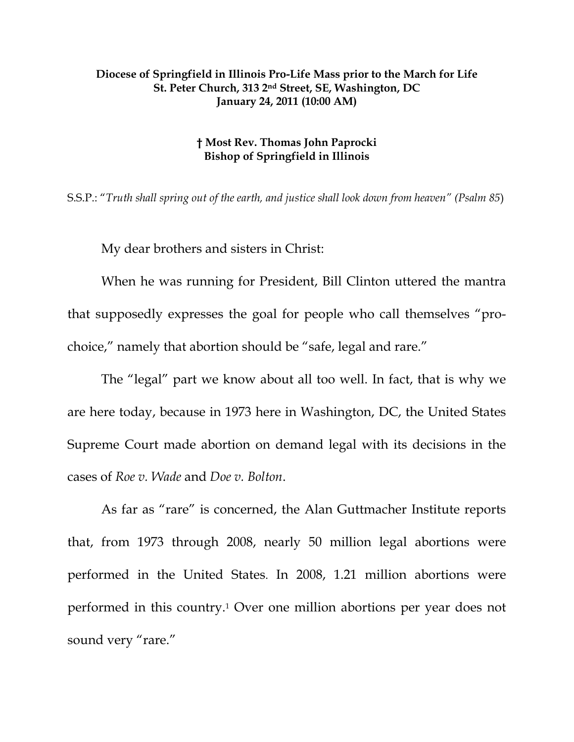**Diocese of Springfield in Illinois Pro-Life Mass prior to the March for Life**
**St. Peter Church, 313 2nd Street, SE, Washington, DC**
**January 24, 2011 (10:00 AM)**

**† Most Rev. Thomas John Paprocki**
**Bishop of Springfield in Illinois**

S.S.P.: "*Truth shall spring out of the earth, and justice shall look down from heaven" (Psalm 85*)

My dear brothers and sisters in Christ:

When he was running for President, Bill Clinton uttered the mantra that supposedly expresses the goal for people who call themselves "pro-choice," namely that abortion should be "safe, legal and rare."

The "legal" part we know about all too well. In fact, that is why we are here today, because in 1973 here in Washington, DC, the United States Supreme Court made abortion on demand legal with its decisions in the cases of *Roe v. Wade* and *Doe v. Bolton*.

As far as "rare" is concerned, the Alan Guttmacher Institute reports that, from 1973 through 2008, nearly 50 million legal abortions were performed in the United States. In 2008, 1.21 million abortions were performed in this country.[1] Over one million abortions per year does not sound very "rare."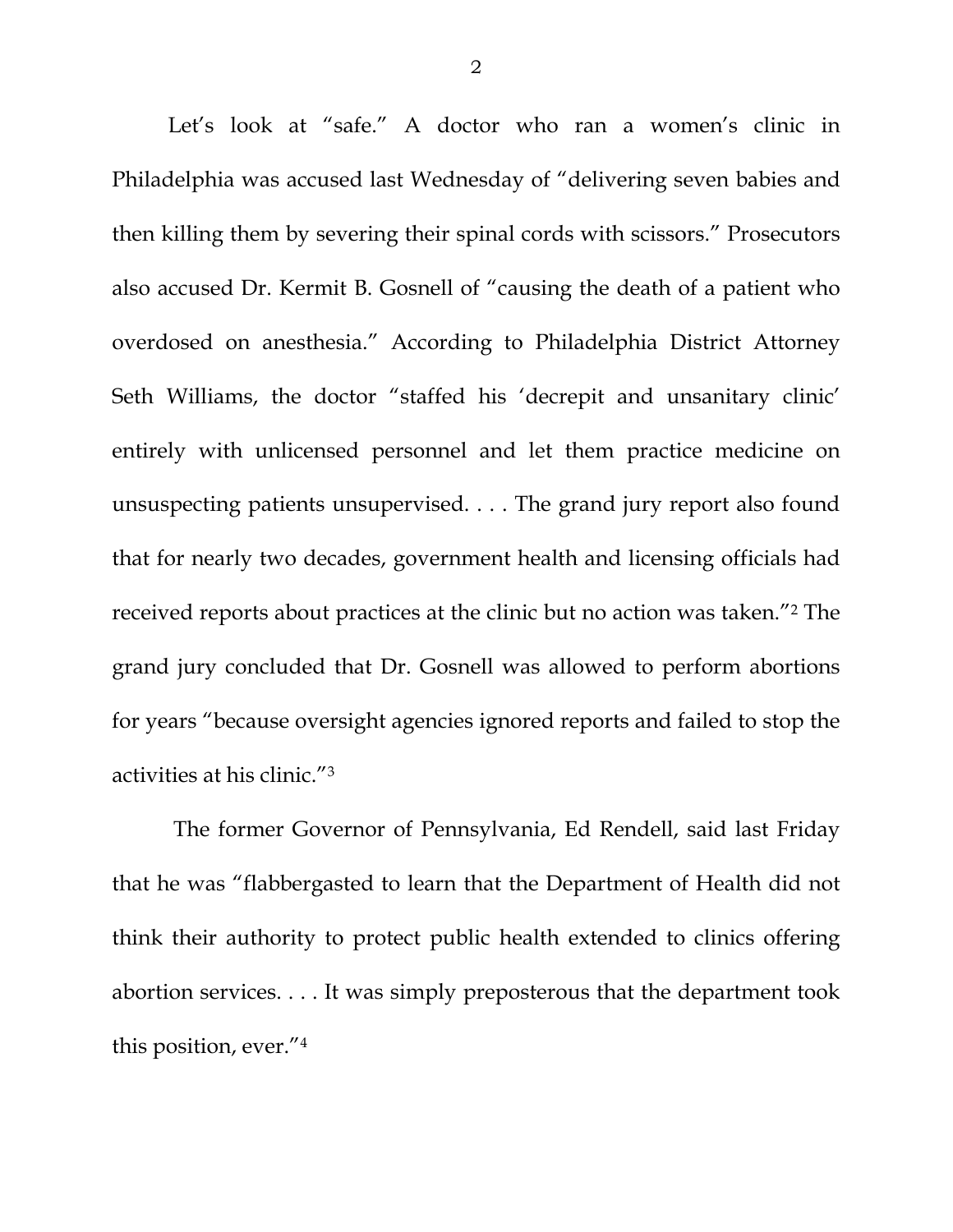Let's look at "safe." A doctor who ran a women's clinic in Philadelphia was accused last Wednesday of "delivering seven babies and then killing them by severing their spinal cords with scissors." Prosecutors also accused Dr. Kermit B. Gosnell of "causing the death of a patient who overdosed on anesthesia." According to Philadelphia District Attorney Seth Williams, the doctor "staffed his 'decrepit and unsanitary clinic' entirely with unlicensed personnel and let them practice medicine on unsuspecting patients unsupervised. . . . The grand jury report also found that for nearly two decades, government health and licensing officials had received reports about practices at the clinic but no action was taken."[2] The grand jury concluded that Dr. Gosnell was allowed to perform abortions for years "because oversight agencies ignored reports and failed to stop the activities at his clinic."[3]

The former Governor of Pennsylvania, Ed Rendell, said last Friday that he was "flabbergasted to learn that the Department of Health did not think their authority to protect public health extended to clinics offering abortion services. . . . It was simply preposterous that the department took this position, ever."[4]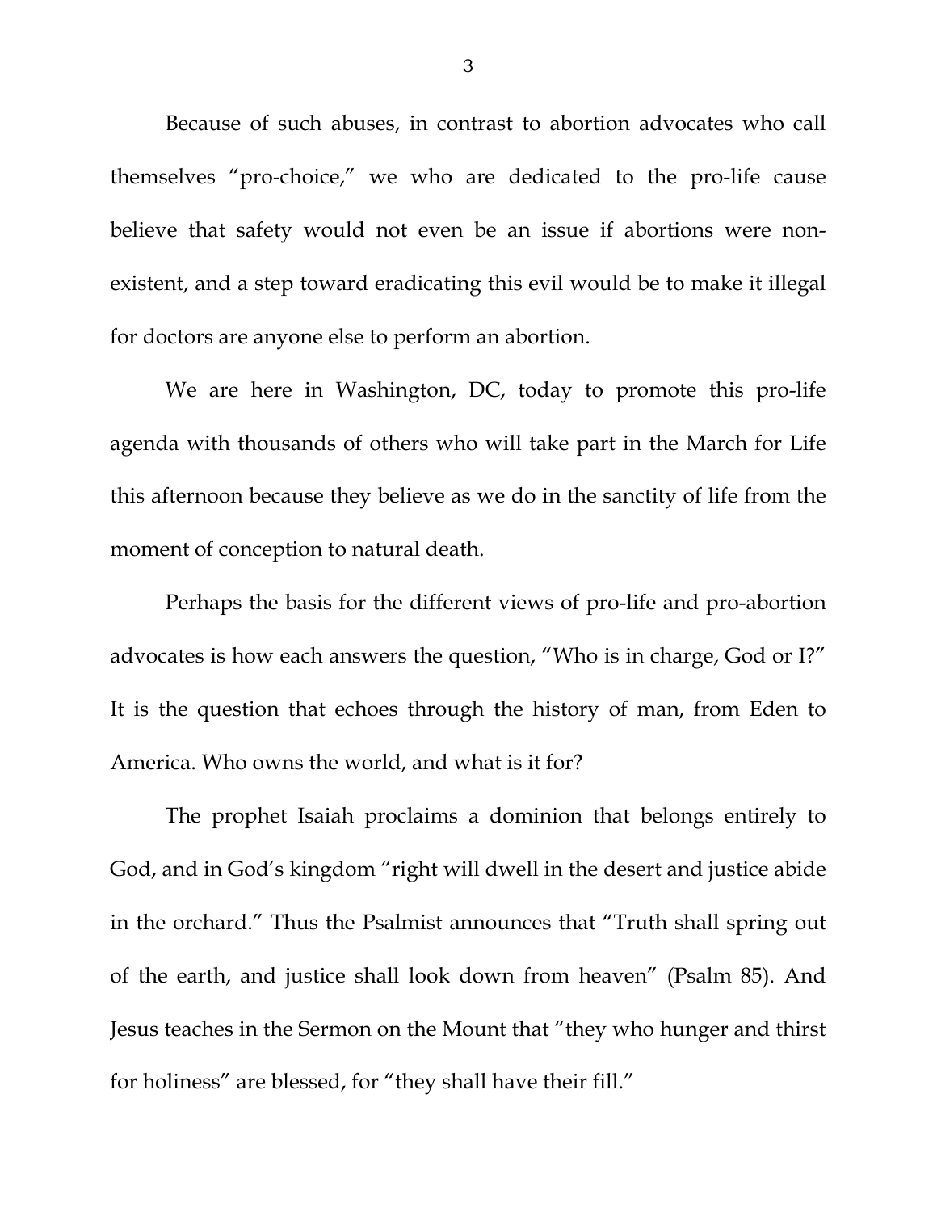Because of such abuses, in contrast to abortion advocates who call themselves "pro-choice," we who are dedicated to the pro-life cause believe that safety would not even be an issue if abortions were non-existent, and a step toward eradicating this evil would be to make it illegal for doctors are anyone else to perform an abortion.

We are here in Washington, DC, today to promote this pro-life agenda with thousands of others who will take part in the March for Life this afternoon because they believe as we do in the sanctity of life from the moment of conception to natural death.

Perhaps the basis for the different views of pro-life and pro-abortion advocates is how each answers the question, "Who is in charge, God or I?" It is the question that echoes through the history of man, from Eden to America. Who owns the world, and what is it for?

The prophet Isaiah proclaims a dominion that belongs entirely to God, and in God's kingdom "right will dwell in the desert and justice abide in the orchard." Thus the Psalmist announces that "Truth shall spring out of the earth, and justice shall look down from heaven" (Psalm 85). And Jesus teaches in the Sermon on the Mount that "they who hunger and thirst for holiness" are blessed, for "they shall have their fill."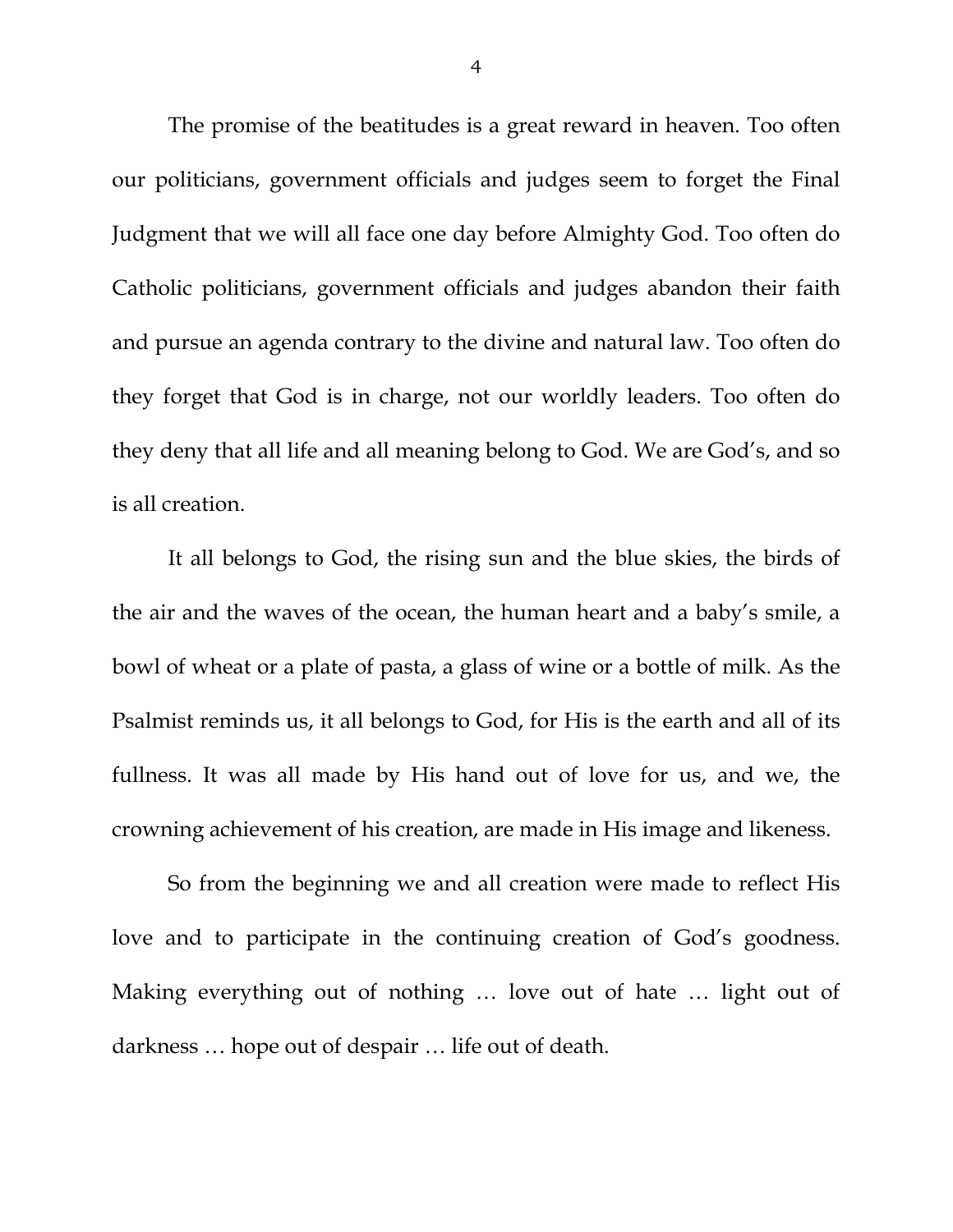The promise of the beatitudes is a great reward in heaven. Too often our politicians, government officials and judges seem to forget the Final Judgment that we will all face one day before Almighty God. Too often do Catholic politicians, government officials and judges abandon their faith and pursue an agenda contrary to the divine and natural law. Too often do they forget that God is in charge, not our worldly leaders. Too often do they deny that all life and all meaning belong to God. We are God's, and so is all creation.

It all belongs to God, the rising sun and the blue skies, the birds of the air and the waves of the ocean, the human heart and a baby's smile, a bowl of wheat or a plate of pasta, a glass of wine or a bottle of milk. As the Psalmist reminds us, it all belongs to God, for His is the earth and all of its fullness. It was all made by His hand out of love for us, and we, the crowning achievement of his creation, are made in His image and likeness.

So from the beginning we and all creation were made to reflect His love and to participate in the continuing creation of God's goodness. Making everything out of nothing … love out of hate … light out of darkness … hope out of despair … life out of death.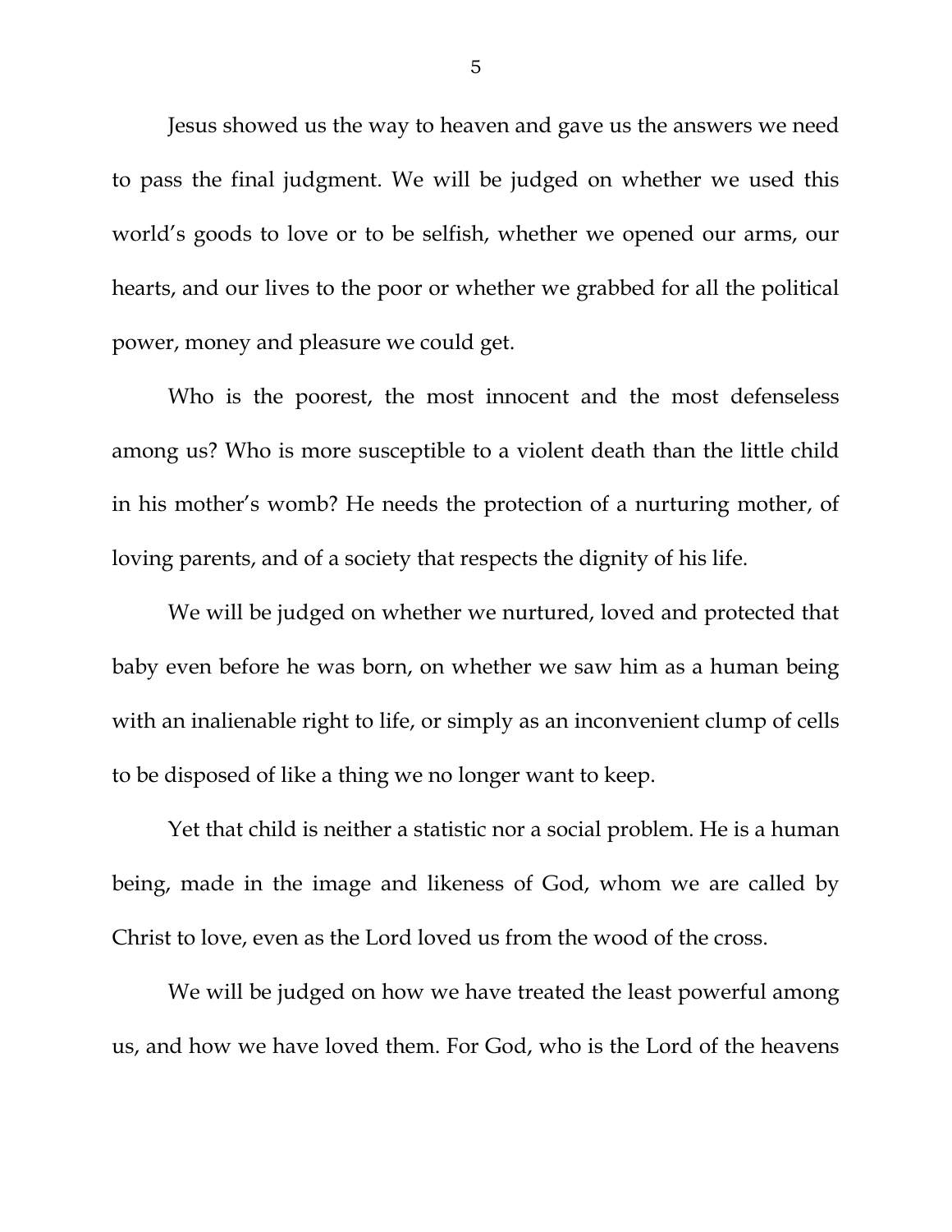Jesus showed us the way to heaven and gave us the answers we need to pass the final judgment. We will be judged on whether we used this world's goods to love or to be selfish, whether we opened our arms, our hearts, and our lives to the poor or whether we grabbed for all the political power, money and pleasure we could get.

Who is the poorest, the most innocent and the most defenseless among us? Who is more susceptible to a violent death than the little child in his mother's womb? He needs the protection of a nurturing mother, of loving parents, and of a society that respects the dignity of his life.

We will be judged on whether we nurtured, loved and protected that baby even before he was born, on whether we saw him as a human being with an inalienable right to life, or simply as an inconvenient clump of cells to be disposed of like a thing we no longer want to keep.

Yet that child is neither a statistic nor a social problem. He is a human being, made in the image and likeness of God, whom we are called by Christ to love, even as the Lord loved us from the wood of the cross.

We will be judged on how we have treated the least powerful among us, and how we have loved them. For God, who is the Lord of the heavens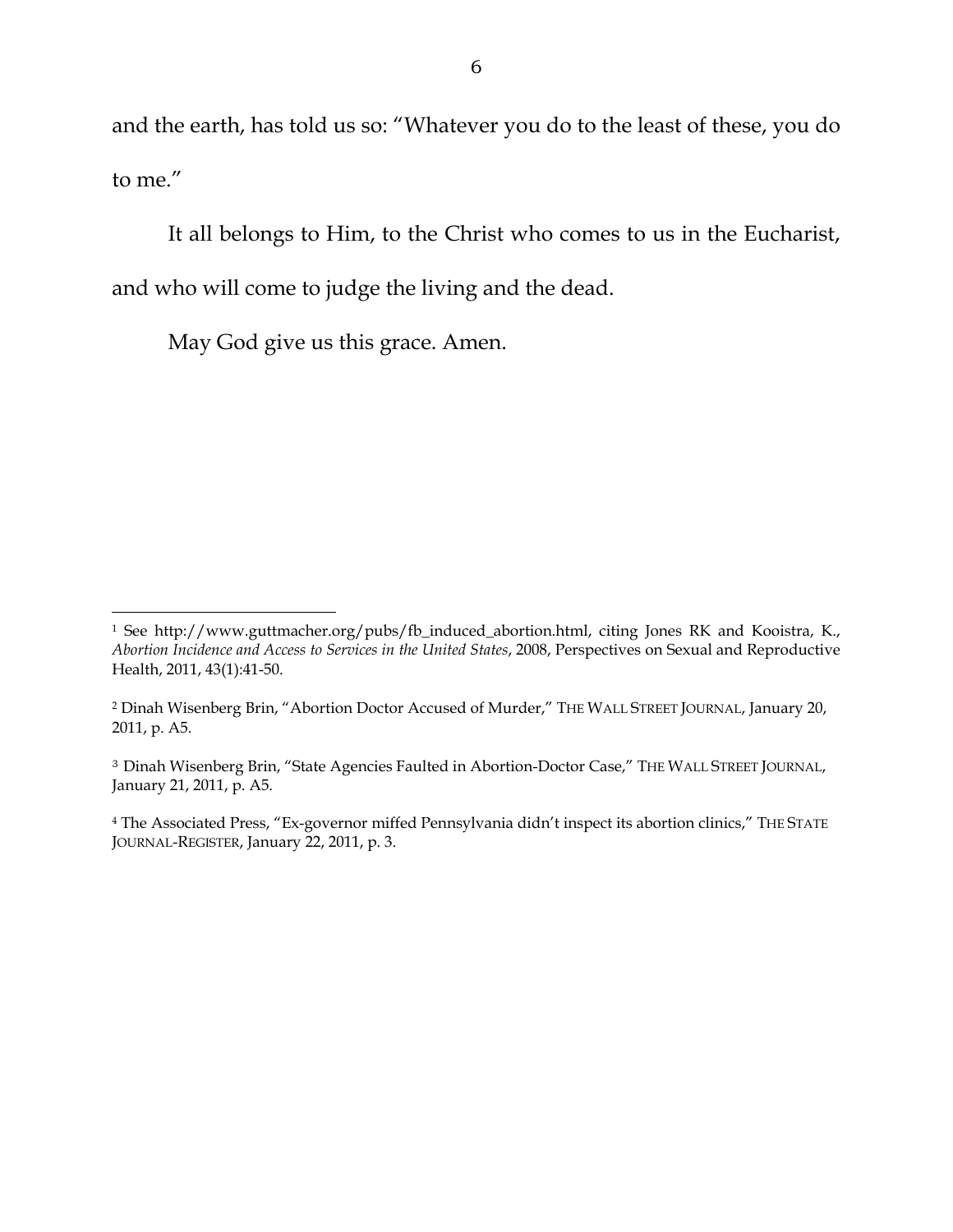and the earth, has told us so: "Whatever you do to the least of these, you do to me."

It all belongs to Him, to the Christ who comes to us in the Eucharist, and who will come to judge the living and the dead.

May God give us this grace. Amen.

---

[1] See http://www.guttmacher.org/pubs/fb_induced_abortion.html, citing Jones RK and Kooistra, K., *Abortion Incidence and Access to Services in the United States*, 2008, Perspectives on Sexual and Reproductive Health, 2011, 43(1):41-50.

[2] Dinah Wisenberg Brin, "Abortion Doctor Accused of Murder," THE WALL STREET JOURNAL, January 20, 2011, p. A5.

[3] Dinah Wisenberg Brin, "State Agencies Faulted in Abortion-Doctor Case," THE WALL STREET JOURNAL, January 21, 2011, p. A5.

[4] The Associated Press, "Ex-governor miffed Pennsylvania didn't inspect its abortion clinics," THE STATE JOURNAL-REGISTER, January 22, 2011, p. 3.